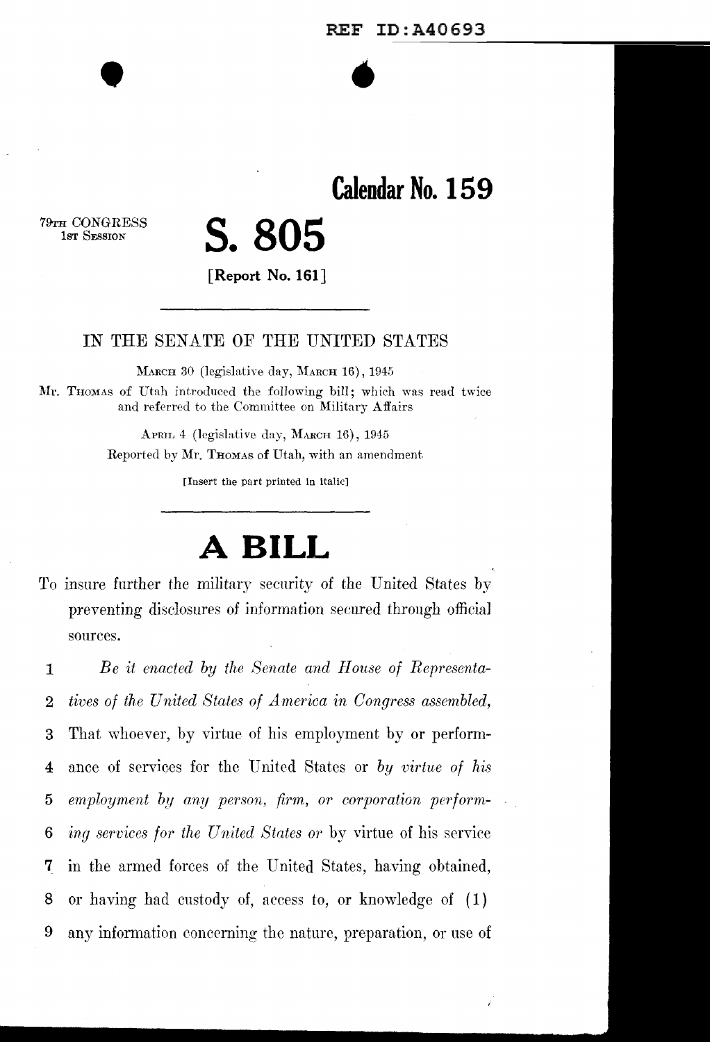REF ID:A40693

# Calendar No. 159

79TH CONGRESS
1ST SESSION

# S. 805

[Report No. 161]

---

IN THE SENATE OF THE UNITED STATES

MARCH 30 (legislative day, MARCH 16), 1945

Mr. THOMAS of Utah introduced the following bill; which was read twice and referred to the Committee on Military Affairs

APRIL 4 (legislative day, MARCH 16), 1945

Reported by Mr. THOMAS of Utah, with an amendment

[Insert the part printed in italic]

---

# A BILL

To insure further the military security of the United States by preventing disclosures of information secured through official sources.

1 *Be it enacted by the Senate and House of Representa-*
2 *tives of the United States of America in Congress assembled,*
3 That whoever, by virtue of his employment by or perform-
4 ance of services for the United States or *by virtue of his*
5 *employment by any person, firm, or corporation perform-*
6 *ing services for the United States or* by virtue of his service
7 in the armed forces of the United States, having obtained,
8 or having had custody of, access to, or knowledge of (1)
9 any information concerning the nature, preparation, or use of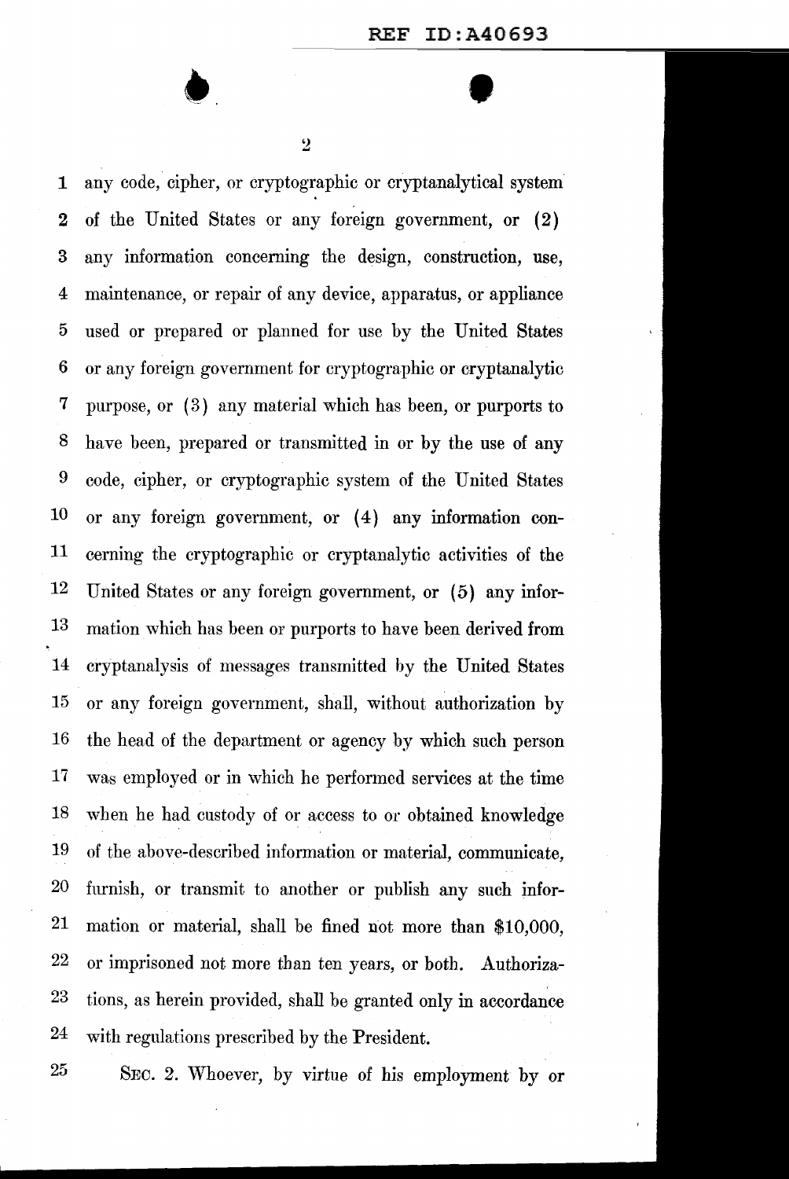any code, cipher, or cryptographic or cryptanalytical system of the United States or any foreign government, or (2) any information concerning the design, construction, use, maintenance, or repair of any device, apparatus, or appliance used or prepared or planned for use by the United States or any foreign government for cryptographic or cryptanalytic purpose, or (3) any material which has been, or purports to have been, prepared or transmitted in or by the use of any code, cipher, or cryptographic system of the United States or any foreign government, or (4) any information concerning the cryptographic or cryptanalytic activities of the United States or any foreign government, or (5) any information which has been or purports to have been derived from cryptanalysis of messages transmitted by the United States or any foreign government, shall, without authorization by the head of the department or agency by which such person was employed or in which he performed services at the time when he had custody of or access to or obtained knowledge of the above-described information or material, communicate, furnish, or transmit to another or publish any such information or material, shall be fined not more than $10,000, or imprisoned not more than ten years, or both. Authorizations, as herein provided, shall be granted only in accordance with regulations prescribed by the President.

SEC. 2. Whoever, by virtue of his employment by or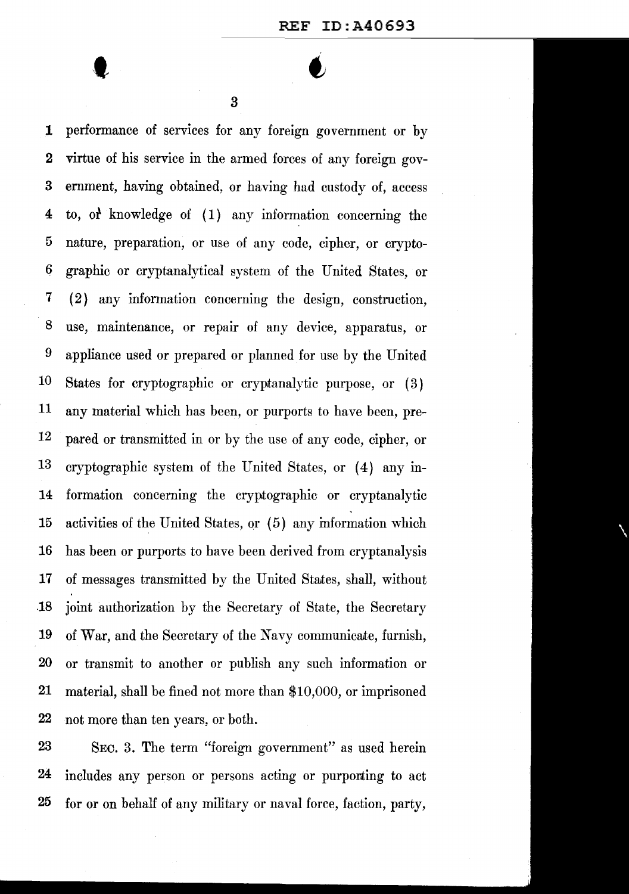performance of services for any foreign government or by virtue of his service in the armed forces of any foreign government, having obtained, or having had custody of, access to, or knowledge of (1) any information concerning the nature, preparation, or use of any code, cipher, or cryptographic or cryptanalytical system of the United States, or (2) any information concerning the design, construction, use, maintenance, or repair of any device, apparatus, or appliance used or prepared or planned for use by the United States for cryptographic or cryptanalytic purpose, or (3) any material which has been, or purports to have been, prepared or transmitted in or by the use of any code, cipher, or cryptographic system of the United States, or (4) any information concerning the cryptographic or cryptanalytic activities of the United States, or (5) any information which has been or purports to have been derived from cryptanalysis of messages transmitted by the United States, shall, without joint authorization by the Secretary of State, the Secretary of War, and the Secretary of the Navy communicate, furnish, or transmit to another or publish any such information or material, shall be fined not more than $10,000, or imprisoned not more than ten years, or both.

SEC. 3. The term "foreign government" as used herein includes any person or persons acting or purporting to act for or on behalf of any military or naval force, faction, party,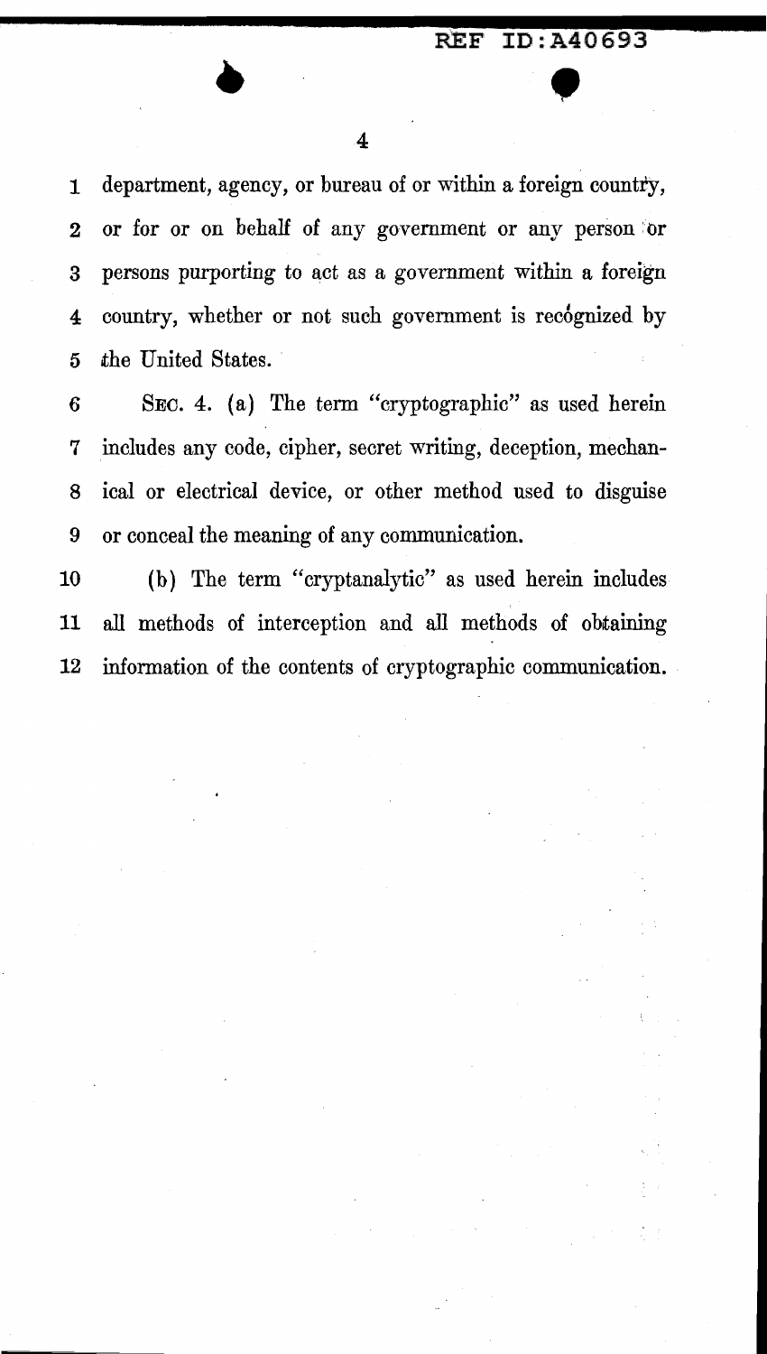department, agency, or bureau of or within a foreign country, or for or on behalf of any government or any person or persons purporting to act as a government within a foreign country, whether or not such government is recognized by the United States.

SEC. 4. (a) The term "cryptographic" as used herein includes any code, cipher, secret writing, deception, mechanical or electrical device, or other method used to disguise or conceal the meaning of any communication.

(b) The term "cryptanalytic" as used herein includes all methods of interception and all methods of obtaining information of the contents of cryptographic communication.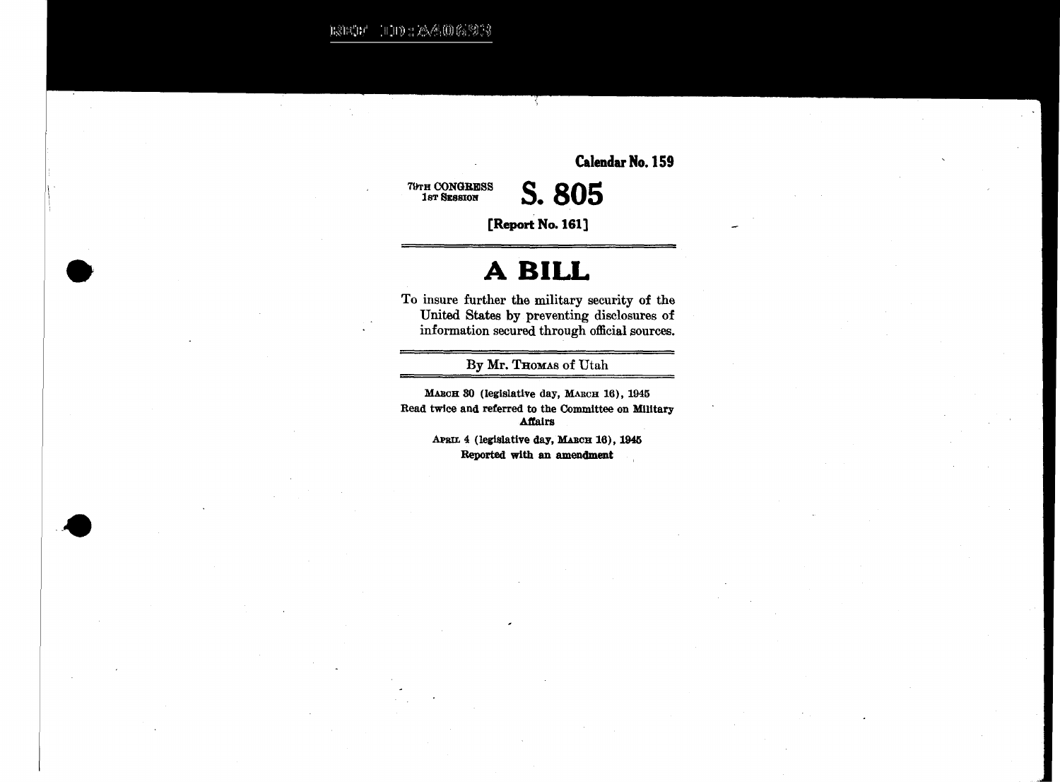Calendar No. 159

79TH CONGRESS
1ST SESSION

# S. 805

[Report No. 161]

# A BILL

To insure further the military security of the United States by preventing disclosures of information secured through official sources.

By Mr. THOMAS of Utah

MARCH 30 (legislative day, MARCH 16), 1945
Read twice and referred to the Committee on Military Affairs

APRIL 4 (legislative day, MARCH 16), 1945
Reported with an amendment